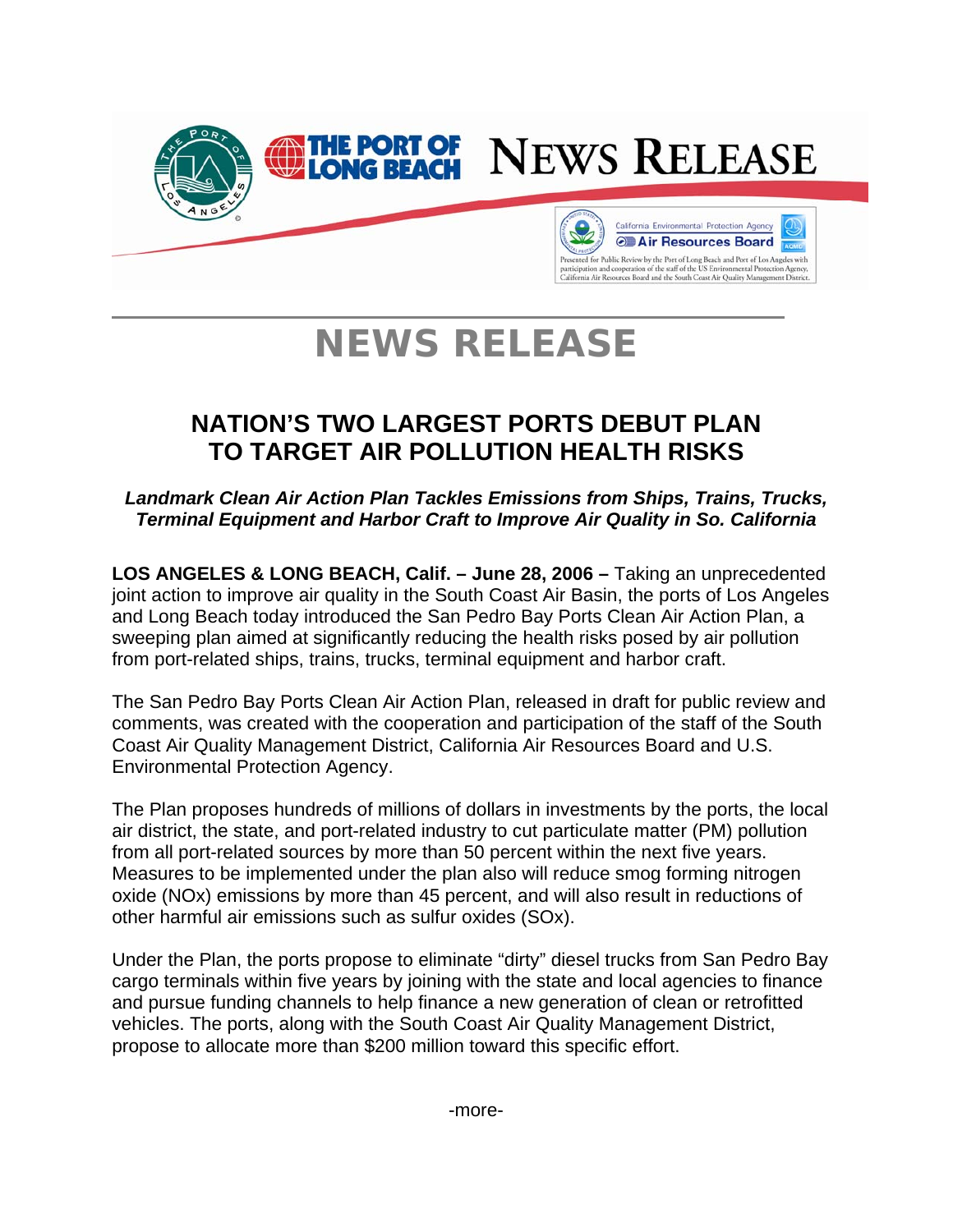THE PORT OF LONG BEACH **NEWS RELEASE**

California Environmental Protection Agency
Air Resources Board

Presented for Public Review by the Port of Long Beach and Port of Los Angeles with participation and cooperation of the staff of the US Environmental Protection Agency, California Air Resources Board and the South Coast Air Quality Management District.

# NEWS RELEASE

## NATION'S TWO LARGEST PORTS DEBUT PLAN TO TARGET AIR POLLUTION HEALTH RISKS

***Landmark Clean Air Action Plan Tackles Emissions from Ships, Trains, Trucks, Terminal Equipment and Harbor Craft to Improve Air Quality in So. California***

**LOS ANGELES & LONG BEACH, Calif. – June 28, 2006 –** Taking an unprecedented joint action to improve air quality in the South Coast Air Basin, the ports of Los Angeles and Long Beach today introduced the San Pedro Bay Ports Clean Air Action Plan, a sweeping plan aimed at significantly reducing the health risks posed by air pollution from port-related ships, trains, trucks, terminal equipment and harbor craft.

The San Pedro Bay Ports Clean Air Action Plan, released in draft for public review and comments, was created with the cooperation and participation of the staff of the South Coast Air Quality Management District, California Air Resources Board and U.S. Environmental Protection Agency.

The Plan proposes hundreds of millions of dollars in investments by the ports, the local air district, the state, and port-related industry to cut particulate matter (PM) pollution from all port-related sources by more than 50 percent within the next five years. Measures to be implemented under the plan also will reduce smog forming nitrogen oxide (NOx) emissions by more than 45 percent, and will also result in reductions of other harmful air emissions such as sulfur oxides (SOx).

Under the Plan, the ports propose to eliminate "dirty" diesel trucks from San Pedro Bay cargo terminals within five years by joining with the state and local agencies to finance and pursue funding channels to help finance a new generation of clean or retrofitted vehicles. The ports, along with the South Coast Air Quality Management District, propose to allocate more than $200 million toward this specific effort.

-more-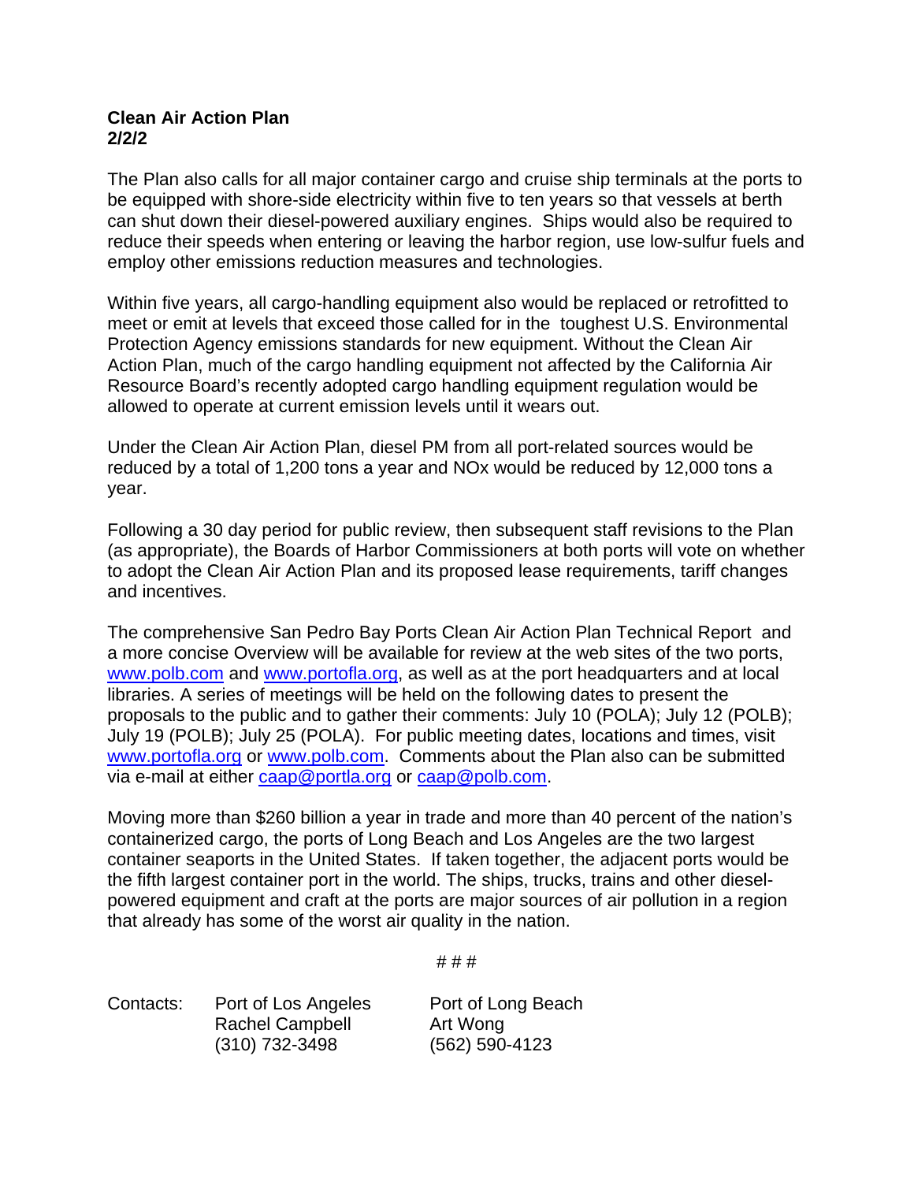**Clean Air Action Plan**
**2/2/2**

The Plan also calls for all major container cargo and cruise ship terminals at the ports to be equipped with shore-side electricity within five to ten years so that vessels at berth can shut down their diesel-powered auxiliary engines. Ships would also be required to reduce their speeds when entering or leaving the harbor region, use low-sulfur fuels and employ other emissions reduction measures and technologies.

Within five years, all cargo-handling equipment also would be replaced or retrofitted to meet or emit at levels that exceed those called for in the toughest U.S. Environmental Protection Agency emissions standards for new equipment. Without the Clean Air Action Plan, much of the cargo handling equipment not affected by the California Air Resource Board's recently adopted cargo handling equipment regulation would be allowed to operate at current emission levels until it wears out.

Under the Clean Air Action Plan, diesel PM from all port-related sources would be reduced by a total of 1,200 tons a year and NOx would be reduced by 12,000 tons a year.

Following a 30 day period for public review, then subsequent staff revisions to the Plan (as appropriate), the Boards of Harbor Commissioners at both ports will vote on whether to adopt the Clean Air Action Plan and its proposed lease requirements, tariff changes and incentives.

The comprehensive San Pedro Bay Ports Clean Air Action Plan Technical Report and a more concise Overview will be available for review at the web sites of the two ports, www.polb.com and www.portofla.org, as well as at the port headquarters and at local libraries. A series of meetings will be held on the following dates to present the proposals to the public and to gather their comments: July 10 (POLA); July 12 (POLB); July 19 (POLB); July 25 (POLA). For public meeting dates, locations and times, visit www.portofla.org or www.polb.com. Comments about the Plan also can be submitted via e-mail at either caap@portla.org or caap@polb.com.

Moving more than $260 billion a year in trade and more than 40 percent of the nation's containerized cargo, the ports of Long Beach and Los Angeles are the two largest container seaports in the United States. If taken together, the adjacent ports would be the fifth largest container port in the world. The ships, trucks, trains and other diesel-powered equipment and craft at the ports are major sources of air pollution in a region that already has some of the worst air quality in the nation.

# # #

| Contacts: | Port of Los Angeles | Port of Long Beach |
| --- | --- | --- |
| | Rachel Campbell | Art Wong |
| | (310) 732-3498 | (562) 590-4123 |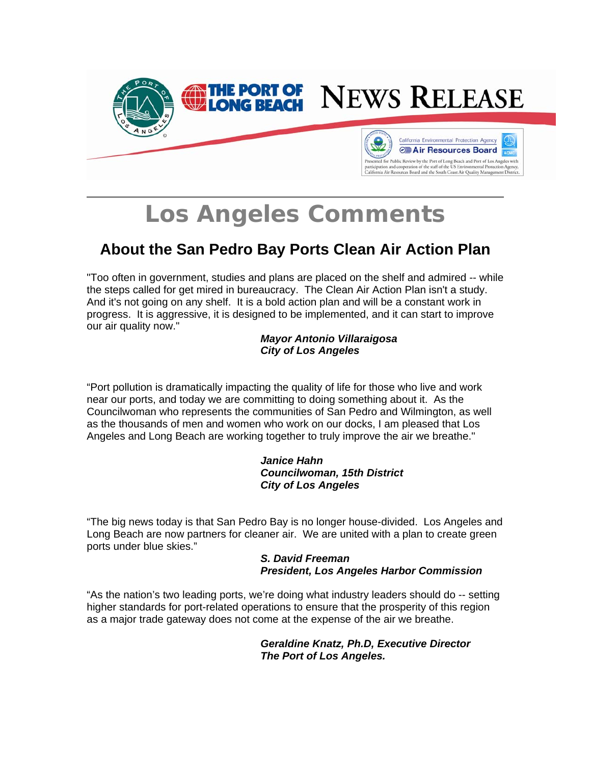NEWS RELEASE

California Environmental Protection Agency
Air Resources Board

Presented for Public Review by the Port of Long Beach and Port of Los Angeles with participation and cooperation of the staff of the US Environmental Protection Agency, California Air Resources Board and the South Coast Air Quality Management District.

# Los Angeles Comments

## About the San Pedro Bay Ports Clean Air Action Plan

"Too often in government, studies and plans are placed on the shelf and admired -- while the steps called for get mired in bureaucracy. The Clean Air Action Plan isn't a study. And it's not going on any shelf. It is a bold action plan and will be a constant work in progress. It is aggressive, it is designed to be implemented, and it can start to improve our air quality now."

***Mayor Antonio Villaraigosa***
***City of Los Angeles***

"Port pollution is dramatically impacting the quality of life for those who live and work near our ports, and today we are committing to doing something about it. As the Councilwoman who represents the communities of San Pedro and Wilmington, as well as the thousands of men and women who work on our docks, I am pleased that Los Angeles and Long Beach are working together to truly improve the air we breathe."

***Janice Hahn***
***Councilwoman, 15th District***
***City of Los Angeles***

"The big news today is that San Pedro Bay is no longer house-divided. Los Angeles and Long Beach are now partners for cleaner air. We are united with a plan to create green ports under blue skies."

***S. David Freeman***
***President, Los Angeles Harbor Commission***

"As the nation's two leading ports, we're doing what industry leaders should do -- setting higher standards for port-related operations to ensure that the prosperity of this region as a major trade gateway does not come at the expense of the air we breathe.

***Geraldine Knatz, Ph.D, Executive Director***
***The Port of Los Angeles.***